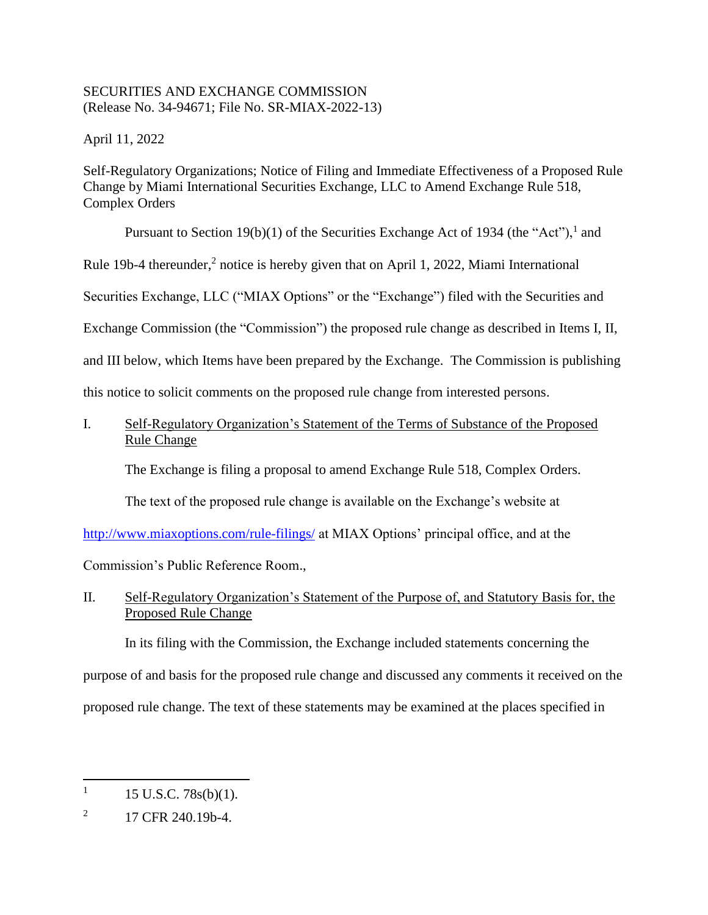SECURITIES AND EXCHANGE COMMISSION
(Release No. 34-94671; File No. SR-MIAX-2022-13)

April 11, 2022

Self-Regulatory Organizations; Notice of Filing and Immediate Effectiveness of a Proposed Rule Change by Miami International Securities Exchange, LLC to Amend Exchange Rule 518, Complex Orders

Pursuant to Section 19(b)(1) of the Securities Exchange Act of 1934 (the "Act"),[1] and Rule 19b-4 thereunder,[2] notice is hereby given that on April 1, 2022, Miami International Securities Exchange, LLC ("MIAX Options" or the "Exchange") filed with the Securities and Exchange Commission (the "Commission") the proposed rule change as described in Items I, II, and III below, which Items have been prepared by the Exchange. The Commission is publishing this notice to solicit comments on the proposed rule change from interested persons.

I. Self-Regulatory Organization's Statement of the Terms of Substance of the Proposed Rule Change

The Exchange is filing a proposal to amend Exchange Rule 518, Complex Orders.

The text of the proposed rule change is available on the Exchange's website at http://www.miaxoptions.com/rule-filings/ at MIAX Options' principal office, and at the Commission's Public Reference Room.,

II. Self-Regulatory Organization's Statement of the Purpose of, and Statutory Basis for, the Proposed Rule Change

In its filing with the Commission, the Exchange included statements concerning the purpose of and basis for the proposed rule change and discussed any comments it received on the proposed rule change. The text of these statements may be examined at the places specified in

---

[1] 15 U.S.C. 78s(b)(1).

[2] 17 CFR 240.19b-4.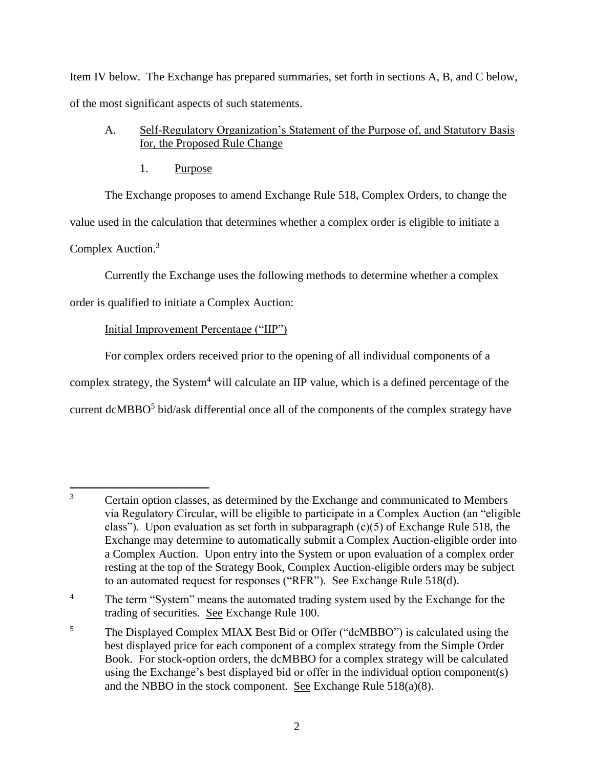Item IV below. The Exchange has prepared summaries, set forth in sections A, B, and C below, of the most significant aspects of such statements.

A. Self-Regulatory Organization's Statement of the Purpose of, and Statutory Basis for, the Proposed Rule Change

1. Purpose

The Exchange proposes to amend Exchange Rule 518, Complex Orders, to change the value used in the calculation that determines whether a complex order is eligible to initiate a Complex Auction.[3]

Currently the Exchange uses the following methods to determine whether a complex order is qualified to initiate a Complex Auction:

Initial Improvement Percentage ("IIP")

For complex orders received prior to the opening of all individual components of a complex strategy, the System[4] will calculate an IIP value, which is a defined percentage of the current dcMBBO[5] bid/ask differential once all of the components of the complex strategy have

---

[3] Certain option classes, as determined by the Exchange and communicated to Members via Regulatory Circular, will be eligible to participate in a Complex Auction (an "eligible class"). Upon evaluation as set forth in subparagraph (c)(5) of Exchange Rule 518, the Exchange may determine to automatically submit a Complex Auction-eligible order into a Complex Auction. Upon entry into the System or upon evaluation of a complex order resting at the top of the Strategy Book, Complex Auction-eligible orders may be subject to an automated request for responses ("RFR"). See Exchange Rule 518(d).

[4] The term "System" means the automated trading system used by the Exchange for the trading of securities. See Exchange Rule 100.

[5] The Displayed Complex MIAX Best Bid or Offer ("dcMBBO") is calculated using the best displayed price for each component of a complex strategy from the Simple Order Book. For stock-option orders, the dcMBBO for a complex strategy will be calculated using the Exchange's best displayed bid or offer in the individual option component(s) and the NBBO in the stock component. See Exchange Rule 518(a)(8).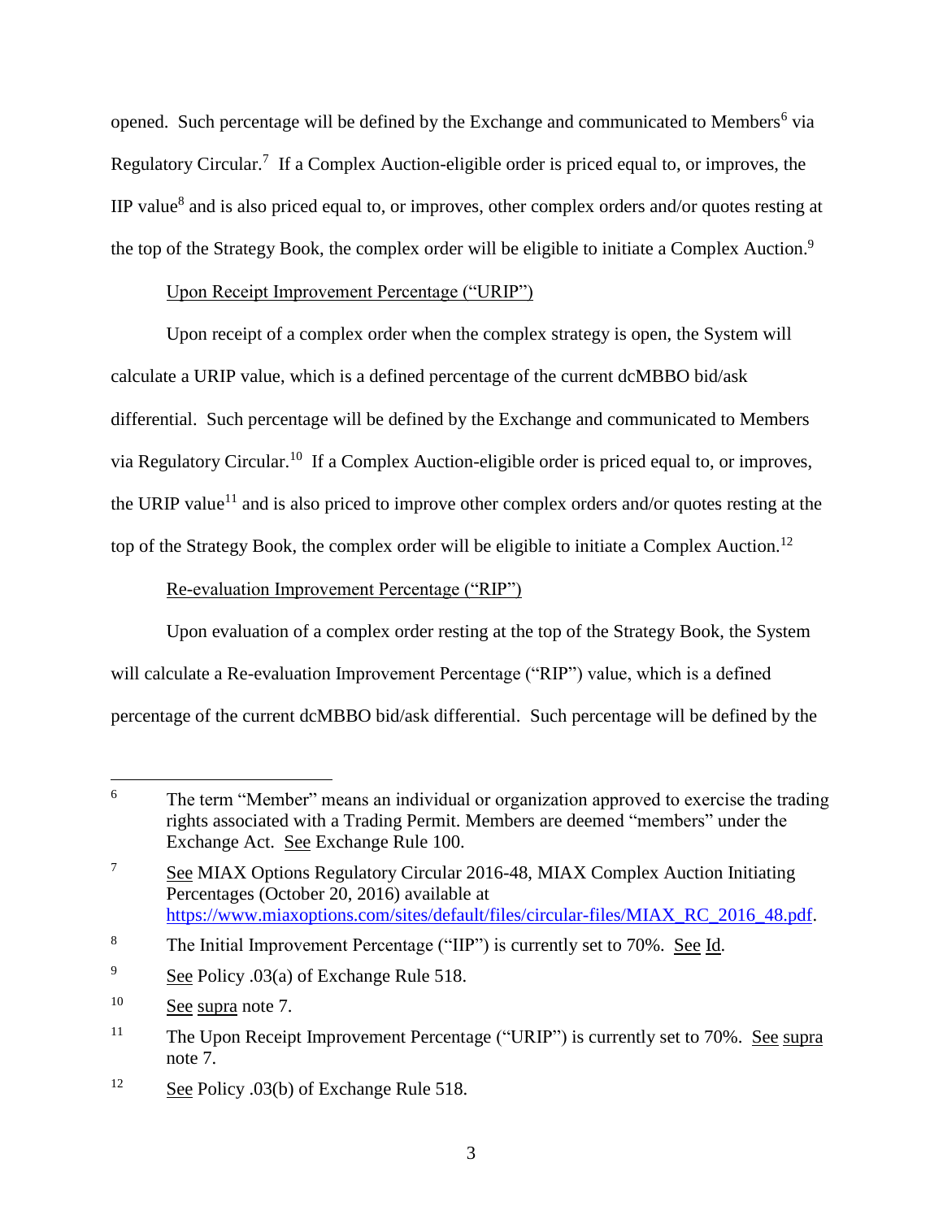opened. Such percentage will be defined by the Exchange and communicated to Members[6] via Regulatory Circular.[7] If a Complex Auction-eligible order is priced equal to, or improves, the IIP value[8] and is also priced equal to, or improves, other complex orders and/or quotes resting at the top of the Strategy Book, the complex order will be eligible to initiate a Complex Auction.[9]

Upon Receipt Improvement Percentage ("URIP")

Upon receipt of a complex order when the complex strategy is open, the System will calculate a URIP value, which is a defined percentage of the current dcMBBO bid/ask differential. Such percentage will be defined by the Exchange and communicated to Members via Regulatory Circular.[10] If a Complex Auction-eligible order is priced equal to, or improves, the URIP value[11] and is also priced to improve other complex orders and/or quotes resting at the top of the Strategy Book, the complex order will be eligible to initiate a Complex Auction.[12]

Re-evaluation Improvement Percentage ("RIP")

Upon evaluation of a complex order resting at the top of the Strategy Book, the System will calculate a Re-evaluation Improvement Percentage ("RIP") value, which is a defined percentage of the current dcMBBO bid/ask differential. Such percentage will be defined by the

---

[6] The term "Member" means an individual or organization approved to exercise the trading rights associated with a Trading Permit. Members are deemed "members" under the Exchange Act. See Exchange Rule 100.

[7] See MIAX Options Regulatory Circular 2016-48, MIAX Complex Auction Initiating Percentages (October 20, 2016) available at https://www.miaxoptions.com/sites/default/files/circular-files/MIAX_RC_2016_48.pdf.

[8] The Initial Improvement Percentage ("IIP") is currently set to 70%. See Id.

[9] See Policy .03(a) of Exchange Rule 518.

[10] See supra note 7.

[11] The Upon Receipt Improvement Percentage ("URIP") is currently set to 70%. See supra note 7.

[12] See Policy .03(b) of Exchange Rule 518.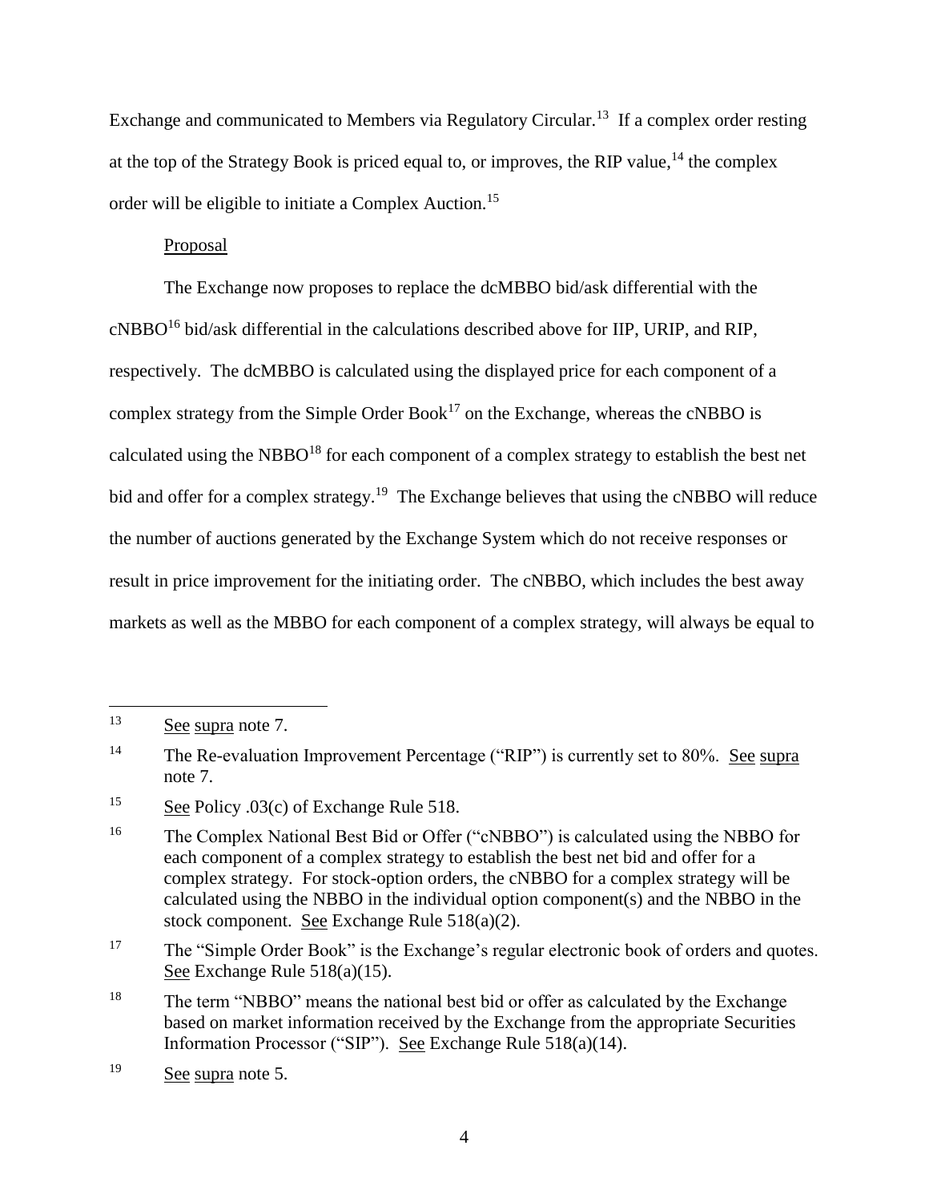Exchange and communicated to Members via Regulatory Circular.[13] If a complex order resting at the top of the Strategy Book is priced equal to, or improves, the RIP value,[14] the complex order will be eligible to initiate a Complex Auction.[15]

Proposal

The Exchange now proposes to replace the dcMBBO bid/ask differential with the cNBBO[16] bid/ask differential in the calculations described above for IIP, URIP, and RIP, respectively. The dcMBBO is calculated using the displayed price for each component of a complex strategy from the Simple Order Book[17] on the Exchange, whereas the cNBBO is calculated using the NBBO[18] for each component of a complex strategy to establish the best net bid and offer for a complex strategy.[19] The Exchange believes that using the cNBBO will reduce the number of auctions generated by the Exchange System which do not receive responses or result in price improvement for the initiating order. The cNBBO, which includes the best away markets as well as the MBBO for each component of a complex strategy, will always be equal to

---

[13] See supra note 7.

[14] The Re-evaluation Improvement Percentage ("RIP") is currently set to 80%. See supra note 7.

[15] See Policy .03(c) of Exchange Rule 518.

[16] The Complex National Best Bid or Offer ("cNBBO") is calculated using the NBBO for each component of a complex strategy to establish the best net bid and offer for a complex strategy. For stock-option orders, the cNBBO for a complex strategy will be calculated using the NBBO in the individual option component(s) and the NBBO in the stock component. See Exchange Rule 518(a)(2).

[17] The "Simple Order Book" is the Exchange's regular electronic book of orders and quotes. See Exchange Rule 518(a)(15).

[18] The term "NBBO" means the national best bid or offer as calculated by the Exchange based on market information received by the Exchange from the appropriate Securities Information Processor ("SIP"). See Exchange Rule 518(a)(14).

[19] See supra note 5.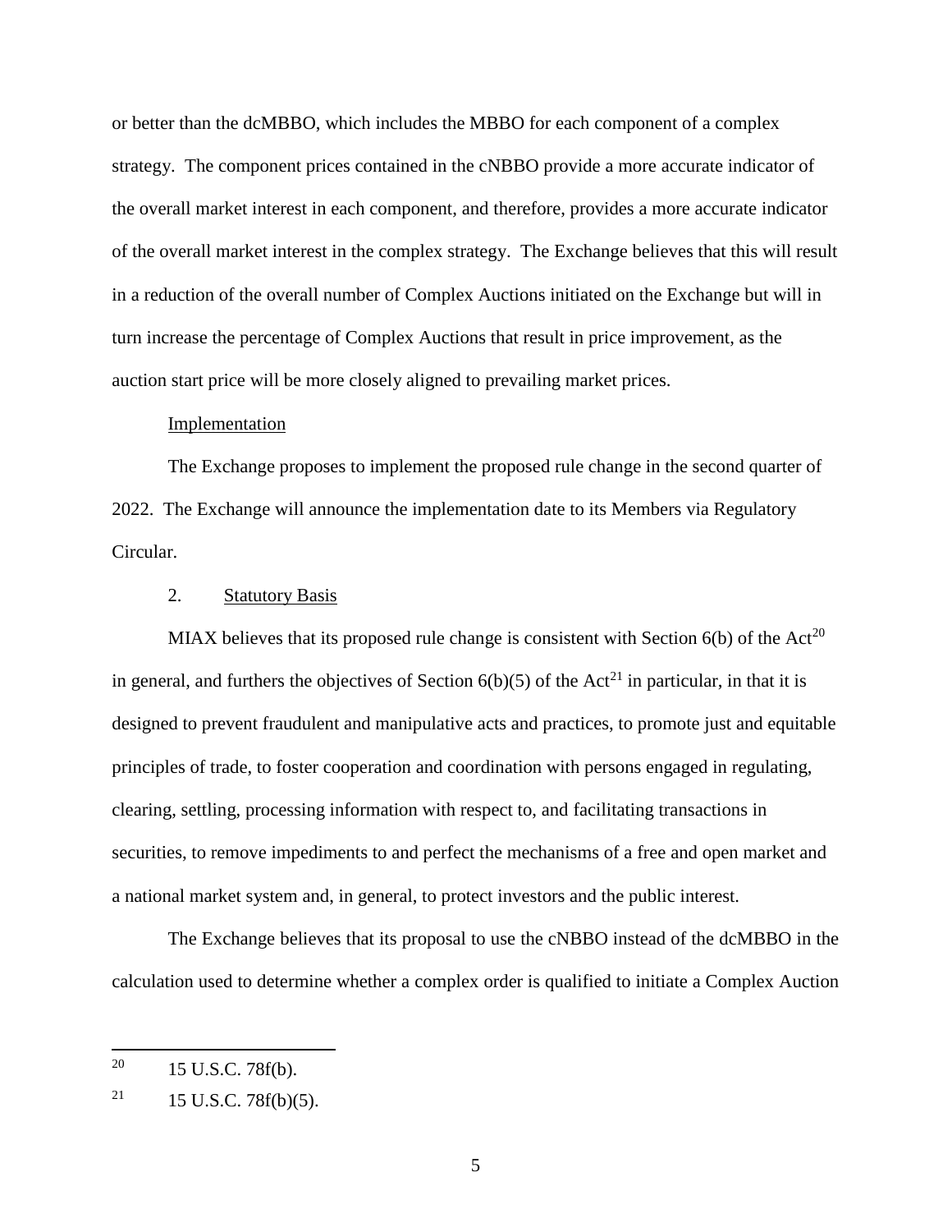or better than the dcMBBO, which includes the MBBO for each component of a complex strategy. The component prices contained in the cNBBO provide a more accurate indicator of the overall market interest in each component, and therefore, provides a more accurate indicator of the overall market interest in the complex strategy. The Exchange believes that this will result in a reduction of the overall number of Complex Auctions initiated on the Exchange but will in turn increase the percentage of Complex Auctions that result in price improvement, as the auction start price will be more closely aligned to prevailing market prices.

Implementation

The Exchange proposes to implement the proposed rule change in the second quarter of 2022. The Exchange will announce the implementation date to its Members via Regulatory Circular.

2. Statutory Basis

MIAX believes that its proposed rule change is consistent with Section 6(b) of the Act[20] in general, and furthers the objectives of Section 6(b)(5) of the Act[21] in particular, in that it is designed to prevent fraudulent and manipulative acts and practices, to promote just and equitable principles of trade, to foster cooperation and coordination with persons engaged in regulating, clearing, settling, processing information with respect to, and facilitating transactions in securities, to remove impediments to and perfect the mechanisms of a free and open market and a national market system and, in general, to protect investors and the public interest.

The Exchange believes that its proposal to use the cNBBO instead of the dcMBBO in the calculation used to determine whether a complex order is qualified to initiate a Complex Auction

---

[20] 15 U.S.C. 78f(b).

[21] 15 U.S.C. 78f(b)(5).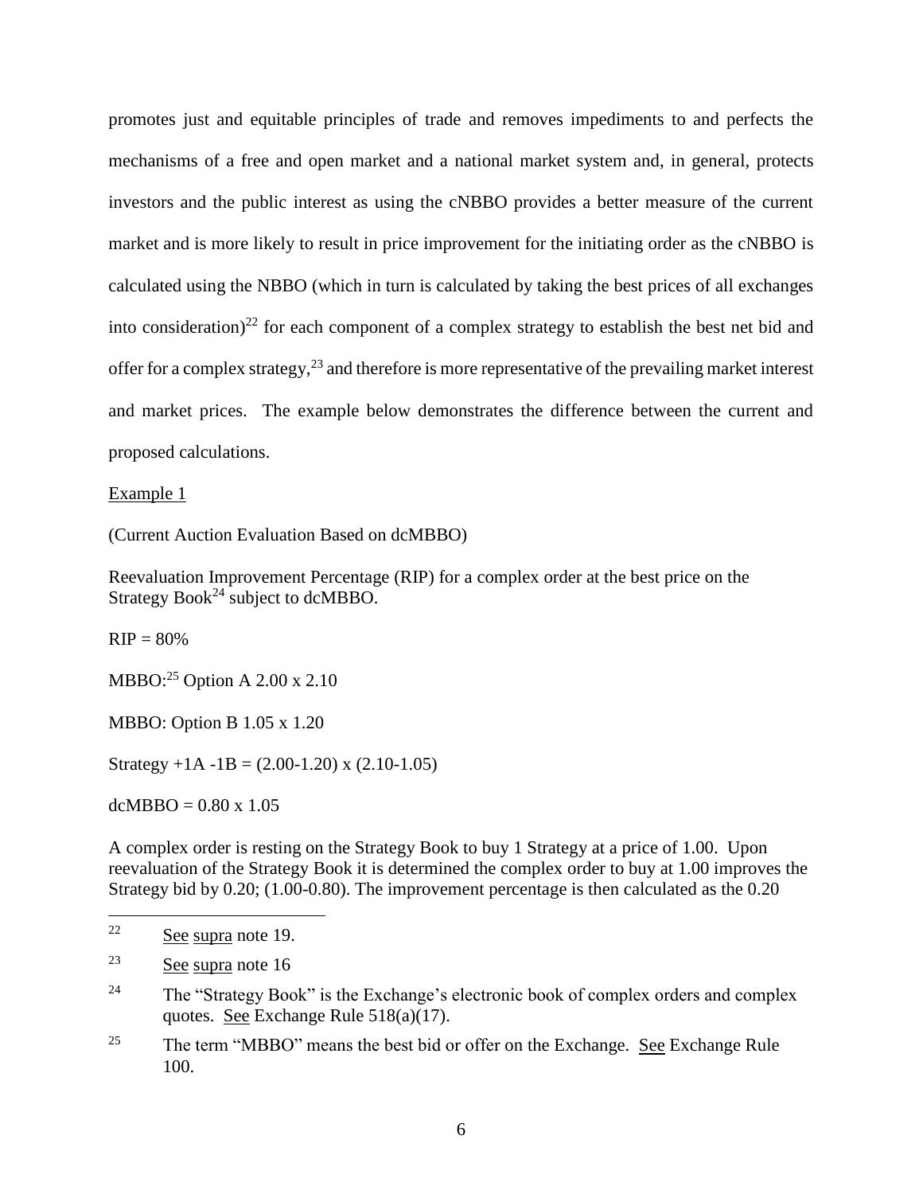promotes just and equitable principles of trade and removes impediments to and perfects the mechanisms of a free and open market and a national market system and, in general, protects investors and the public interest as using the cNBBO provides a better measure of the current market and is more likely to result in price improvement for the initiating order as the cNBBO is calculated using the NBBO (which in turn is calculated by taking the best prices of all exchanges into consideration)[22] for each component of a complex strategy to establish the best net bid and offer for a complex strategy,[23] and therefore is more representative of the prevailing market interest and market prices. The example below demonstrates the difference between the current and proposed calculations.

Example 1

(Current Auction Evaluation Based on dcMBBO)

Reevaluation Improvement Percentage (RIP) for a complex order at the best price on the Strategy Book[24] subject to dcMBBO.

RIP = 80%

MBBO:[25] Option A 2.00 x 2.10

MBBO: Option B 1.05 x 1.20

Strategy +1A -1B = (2.00-1.20) x (2.10-1.05)

dcMBBO = 0.80 x 1.05

A complex order is resting on the Strategy Book to buy 1 Strategy at a price of 1.00. Upon reevaluation of the Strategy Book it is determined the complex order to buy at 1.00 improves the Strategy bid by 0.20; (1.00-0.80). The improvement percentage is then calculated as the 0.20

---

[22] See supra note 19.

[23] See supra note 16

[24] The "Strategy Book" is the Exchange's electronic book of complex orders and complex quotes. See Exchange Rule 518(a)(17).

[25] The term "MBBO" means the best bid or offer on the Exchange. See Exchange Rule 100.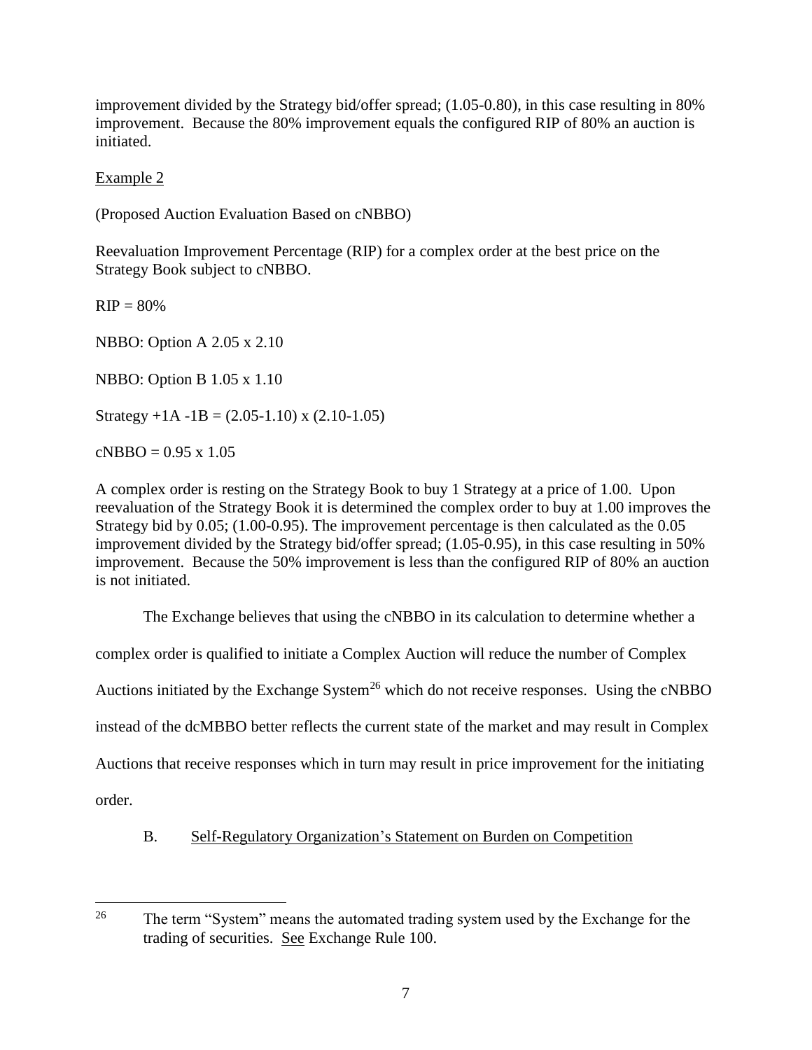improvement divided by the Strategy bid/offer spread; (1.05-0.80), in this case resulting in 80% improvement. Because the 80% improvement equals the configured RIP of 80% an auction is initiated.

Example 2

(Proposed Auction Evaluation Based on cNBBO)

Reevaluation Improvement Percentage (RIP) for a complex order at the best price on the Strategy Book subject to cNBBO.

RIP = 80%

NBBO: Option A 2.05 x 2.10

NBBO: Option B 1.05 x 1.10

Strategy +1A -1B = (2.05-1.10) x (2.10-1.05)

cNBBO = 0.95 x 1.05

A complex order is resting on the Strategy Book to buy 1 Strategy at a price of 1.00. Upon reevaluation of the Strategy Book it is determined the complex order to buy at 1.00 improves the Strategy bid by 0.05; (1.00-0.95). The improvement percentage is then calculated as the 0.05 improvement divided by the Strategy bid/offer spread; (1.05-0.95), in this case resulting in 50% improvement. Because the 50% improvement is less than the configured RIP of 80% an auction is not initiated.

The Exchange believes that using the cNBBO in its calculation to determine whether a complex order is qualified to initiate a Complex Auction will reduce the number of Complex Auctions initiated by the Exchange System[26] which do not receive responses. Using the cNBBO instead of the dcMBBO better reflects the current state of the market and may result in Complex Auctions that receive responses which in turn may result in price improvement for the initiating order.

B. Self-Regulatory Organization's Statement on Burden on Competition

[26] The term "System" means the automated trading system used by the Exchange for the trading of securities. See Exchange Rule 100.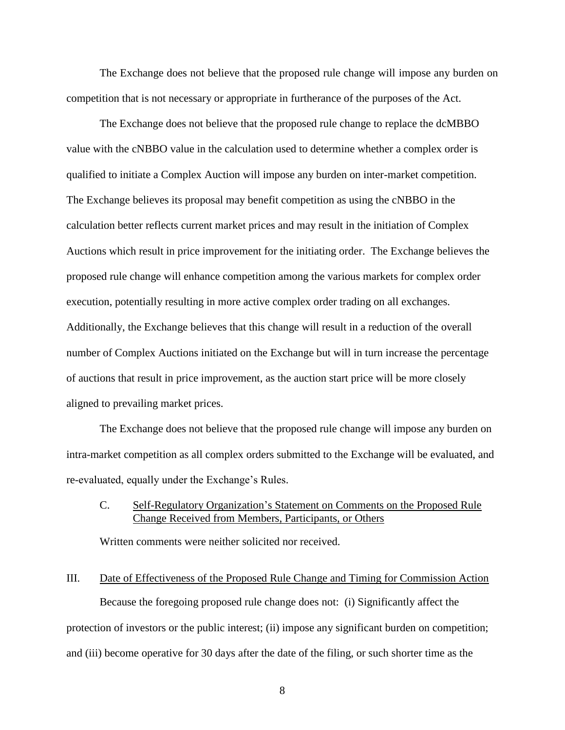The Exchange does not believe that the proposed rule change will impose any burden on competition that is not necessary or appropriate in furtherance of the purposes of the Act.

The Exchange does not believe that the proposed rule change to replace the dcMBBO value with the cNBBO value in the calculation used to determine whether a complex order is qualified to initiate a Complex Auction will impose any burden on inter-market competition. The Exchange believes its proposal may benefit competition as using the cNBBO in the calculation better reflects current market prices and may result in the initiation of Complex Auctions which result in price improvement for the initiating order. The Exchange believes the proposed rule change will enhance competition among the various markets for complex order execution, potentially resulting in more active complex order trading on all exchanges. Additionally, the Exchange believes that this change will result in a reduction of the overall number of Complex Auctions initiated on the Exchange but will in turn increase the percentage of auctions that result in price improvement, as the auction start price will be more closely aligned to prevailing market prices.

The Exchange does not believe that the proposed rule change will impose any burden on intra-market competition as all complex orders submitted to the Exchange will be evaluated, and re-evaluated, equally under the Exchange's Rules.

### C. Self-Regulatory Organization's Statement on Comments on the Proposed Rule Change Received from Members, Participants, or Others

Written comments were neither solicited nor received.

## III. Date of Effectiveness of the Proposed Rule Change and Timing for Commission Action

Because the foregoing proposed rule change does not: (i) Significantly affect the protection of investors or the public interest; (ii) impose any significant burden on competition; and (iii) become operative for 30 days after the date of the filing, or such shorter time as the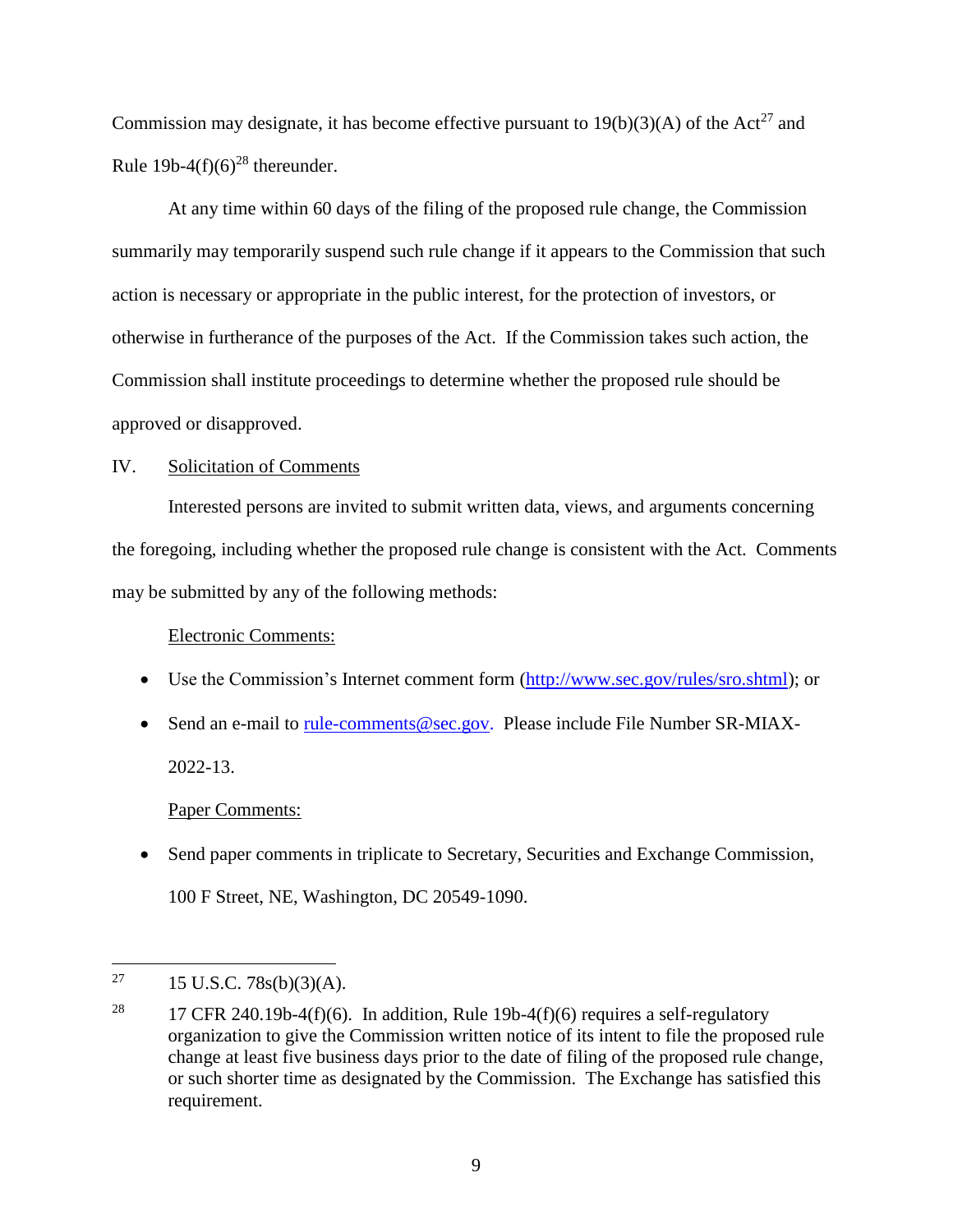Commission may designate, it has become effective pursuant to 19(b)(3)(A) of the Act[27] and Rule 19b-4(f)(6)[28] thereunder.

At any time within 60 days of the filing of the proposed rule change, the Commission summarily may temporarily suspend such rule change if it appears to the Commission that such action is necessary or appropriate in the public interest, for the protection of investors, or otherwise in furtherance of the purposes of the Act. If the Commission takes such action, the Commission shall institute proceedings to determine whether the proposed rule should be approved or disapproved.

IV. Solicitation of Comments

Interested persons are invited to submit written data, views, and arguments concerning the foregoing, including whether the proposed rule change is consistent with the Act. Comments may be submitted by any of the following methods:

Electronic Comments:

- Use the Commission's Internet comment form (http://www.sec.gov/rules/sro.shtml); or
- Send an e-mail to rule-comments@sec.gov. Please include File Number SR-MIAX-2022-13.

Paper Comments:

- Send paper comments in triplicate to Secretary, Securities and Exchange Commission, 100 F Street, NE, Washington, DC 20549-1090.

---

[27] 15 U.S.C. 78s(b)(3)(A).

[28] 17 CFR 240.19b-4(f)(6). In addition, Rule 19b-4(f)(6) requires a self-regulatory organization to give the Commission written notice of its intent to file the proposed rule change at least five business days prior to the date of filing of the proposed rule change, or such shorter time as designated by the Commission. The Exchange has satisfied this requirement.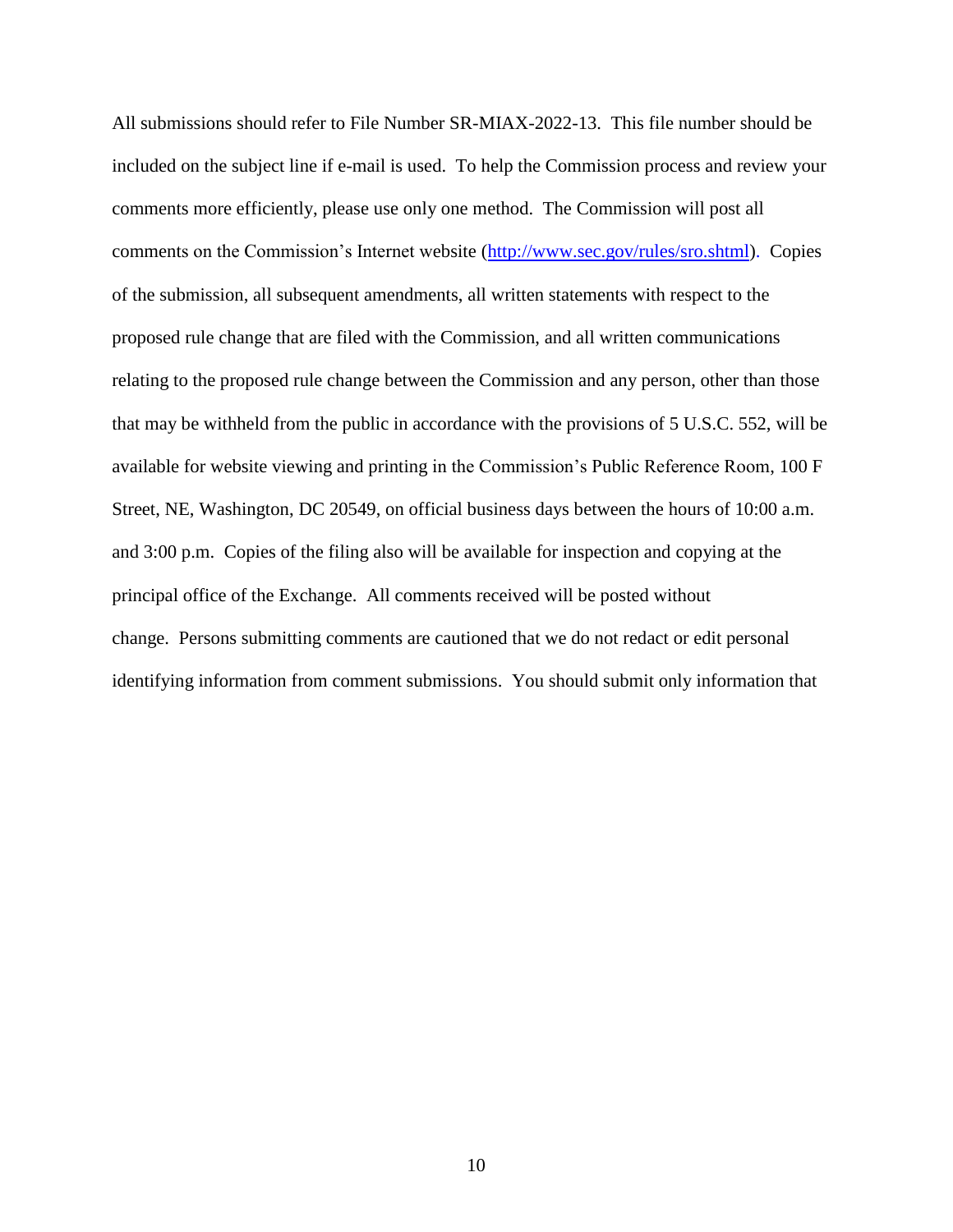All submissions should refer to File Number SR-MIAX-2022-13. This file number should be included on the subject line if e-mail is used. To help the Commission process and review your comments more efficiently, please use only one method. The Commission will post all comments on the Commission's Internet website (http://www.sec.gov/rules/sro.shtml). Copies of the submission, all subsequent amendments, all written statements with respect to the proposed rule change that are filed with the Commission, and all written communications relating to the proposed rule change between the Commission and any person, other than those that may be withheld from the public in accordance with the provisions of 5 U.S.C. 552, will be available for website viewing and printing in the Commission's Public Reference Room, 100 F Street, NE, Washington, DC 20549, on official business days between the hours of 10:00 a.m. and 3:00 p.m. Copies of the filing also will be available for inspection and copying at the principal office of the Exchange. All comments received will be posted without change. Persons submitting comments are cautioned that we do not redact or edit personal identifying information from comment submissions. You should submit only information that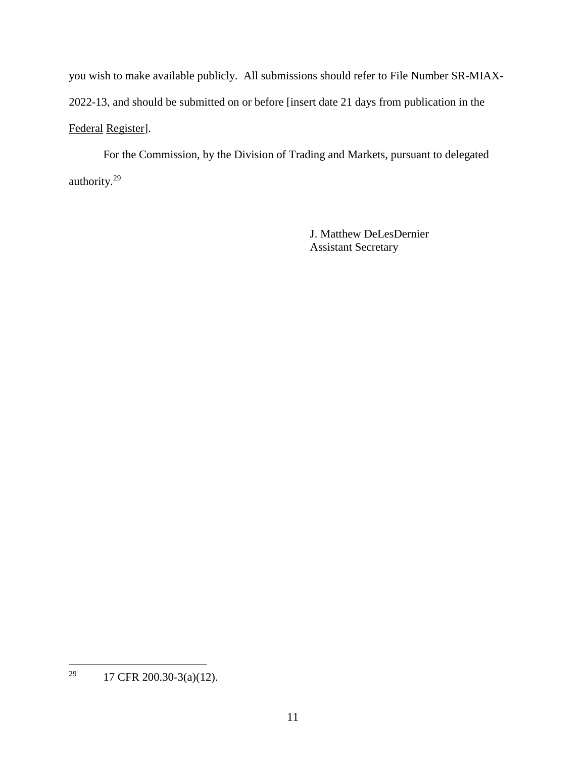you wish to make available publicly. All submissions should refer to File Number SR-MIAX-2022-13, and should be submitted on or before [insert date 21 days from publication in the Federal Register].

For the Commission, by the Division of Trading and Markets, pursuant to delegated authority.[29]

J. Matthew DeLesDernier
Assistant Secretary

---

[29] 17 CFR 200.30-3(a)(12).